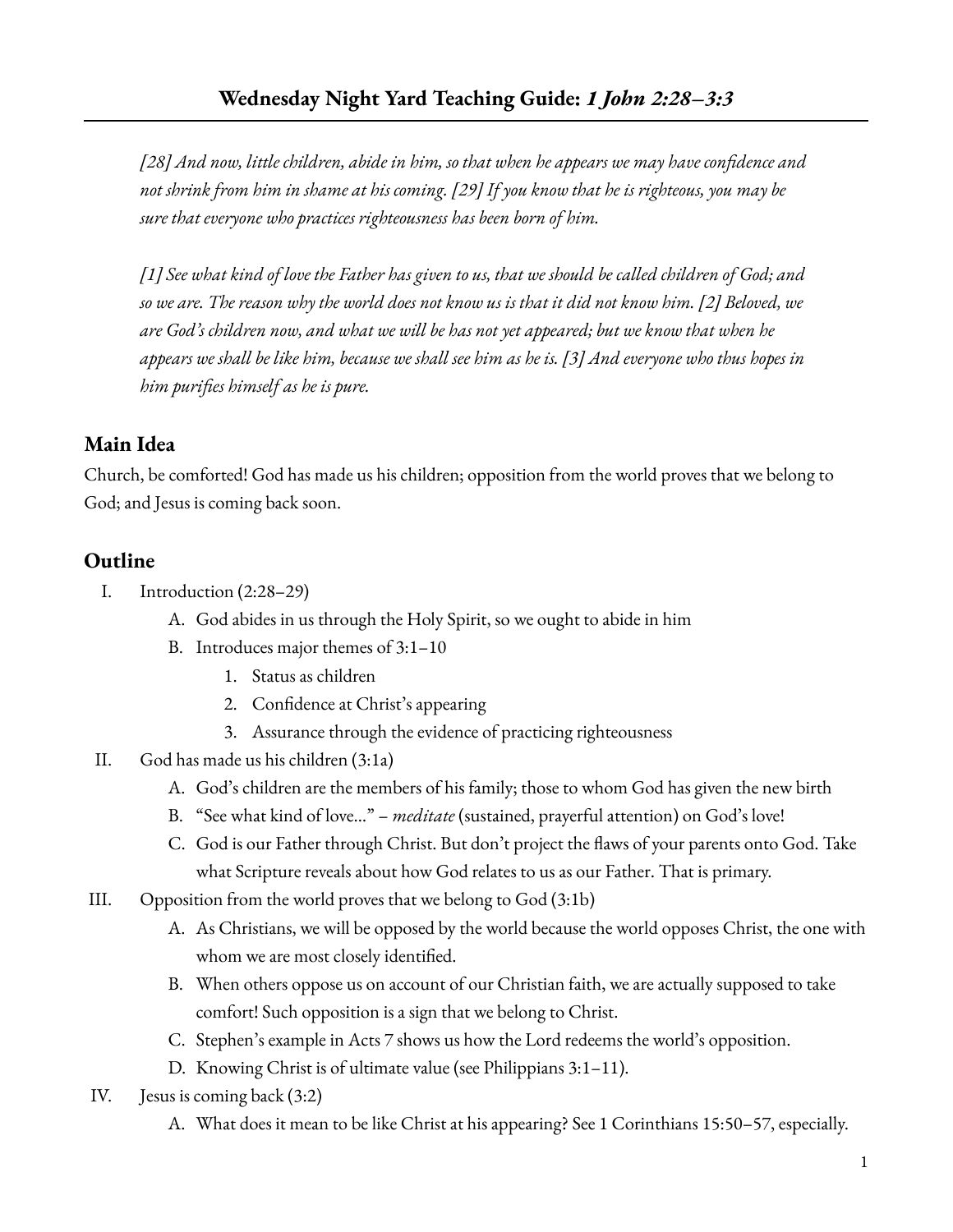# Wednesday Night Yard Teaching Guide: *1 John 2:28–3:3*

*[28] And now, little children, abide in him, so that when he appears we may have confidence and not shrink from him in shame at his coming. [29] If you know that he is righteous, you may be sure that everyone who practices righteousness has been born of him.*

*[1] See what kind of love the Father has given to us, that we should be called children of God; and so we are. The reason why the world does not know us is that it did not know him. [2] Beloved, we are God's children now, and what we will be has not yet appeared; but we know that when he appears we shall be like him, because we shall see him as he is. [3] And everyone who thus hopes in him purifies himself as he is pure.*

## Main Idea

Church, be comforted! God has made us his children; opposition from the world proves that we belong to God; and Jesus is coming back soon.

## Outline

- I. Introduction (2:28–29)
  - A. God abides in us through the Holy Spirit, so we ought to abide in him
  - B. Introduces major themes of 3:1–10
    1. Status as children
    2. Confidence at Christ's appearing
    3. Assurance through the evidence of practicing righteousness
- II. God has made us his children (3:1a)
  - A. God's children are the members of his family; those to whom God has given the new birth
  - B. "See what kind of love…" – *meditate* (sustained, prayerful attention) on God's love!
  - C. God is our Father through Christ. But don't project the flaws of your parents onto God. Take what Scripture reveals about how God relates to us as our Father. That is primary.
- III. Opposition from the world proves that we belong to God (3:1b)
  - A. As Christians, we will be opposed by the world because the world opposes Christ, the one with whom we are most closely identified.
  - B. When others oppose us on account of our Christian faith, we are actually supposed to take comfort! Such opposition is a sign that we belong to Christ.
  - C. Stephen's example in Acts 7 shows us how the Lord redeems the world's opposition.
  - D. Knowing Christ is of ultimate value (see Philippians 3:1–11).
- IV. Jesus is coming back (3:2)
  - A. What does it mean to be like Christ at his appearing? See 1 Corinthians 15:50–57, especially.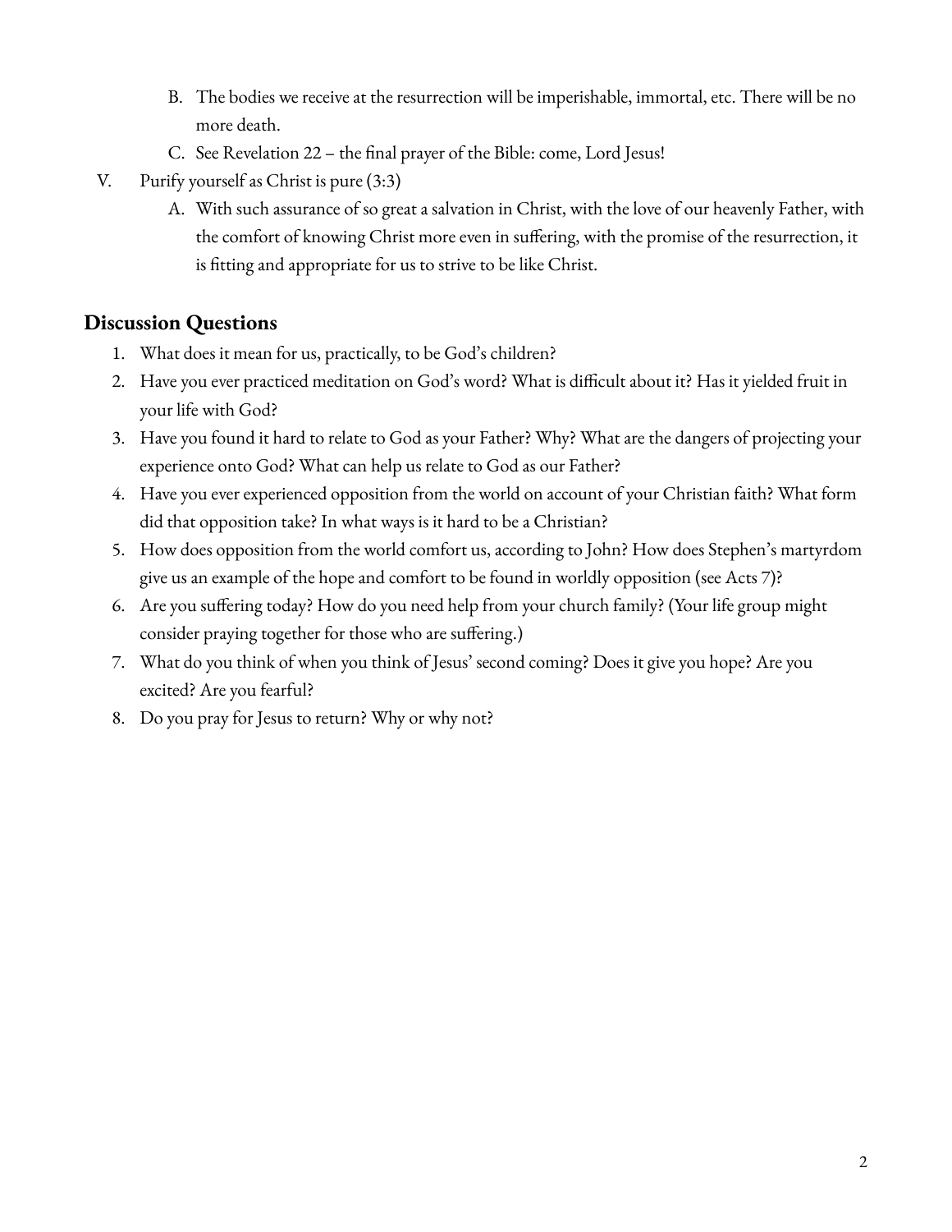B. The bodies we receive at the resurrection will be imperishable, immortal, etc. There will be no more death.
C. See Revelation 22 – the final prayer of the Bible: come, Lord Jesus!

V. Purify yourself as Christ is pure (3:3)
A. With such assurance of so great a salvation in Christ, with the love of our heavenly Father, with the comfort of knowing Christ more even in suffering, with the promise of the resurrection, it is fitting and appropriate for us to strive to be like Christ.

## Discussion Questions

1. What does it mean for us, practically, to be God's children?
2. Have you ever practiced meditation on God's word? What is difficult about it? Has it yielded fruit in your life with God?
3. Have you found it hard to relate to God as your Father? Why? What are the dangers of projecting your experience onto God? What can help us relate to God as our Father?
4. Have you ever experienced opposition from the world on account of your Christian faith? What form did that opposition take? In what ways is it hard to be a Christian?
5. How does opposition from the world comfort us, according to John? How does Stephen's martyrdom give us an example of the hope and comfort to be found in worldly opposition (see Acts 7)?
6. Are you suffering today? How do you need help from your church family? (Your life group might consider praying together for those who are suffering.)
7. What do you think of when you think of Jesus' second coming? Does it give you hope? Are you excited? Are you fearful?
8. Do you pray for Jesus to return? Why or why not?